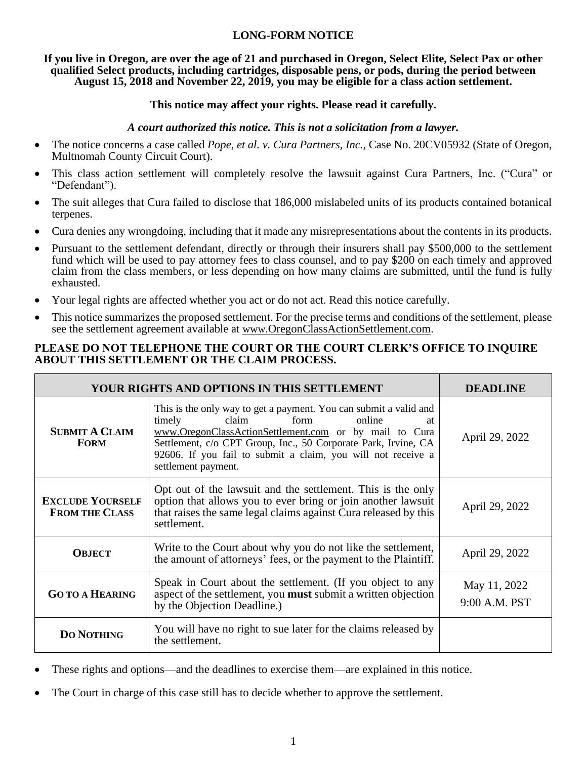# LONG-FORM NOTICE

**If you live in Oregon, are over the age of 21 and purchased in Oregon, Select Elite, Select Pax or other qualified Select products, including cartridges, disposable pens, or pods, during the period between August 15, 2018 and November 22, 2019, you may be eligible for a class action settlement.**

**This notice may affect your rights. Please read it carefully.**

***A court authorized this notice. This is not a solicitation from a lawyer.***

- The notice concerns a case called *Pope, et al. v. Cura Partners, Inc.*, Case No. 20CV05932 (State of Oregon, Multnomah County Circuit Court).
- This class action settlement will completely resolve the lawsuit against Cura Partners, Inc. ("Cura" or "Defendant").
- The suit alleges that Cura failed to disclose that 186,000 mislabeled units of its products contained botanical terpenes.
- Cura denies any wrongdoing, including that it made any misrepresentations about the contents in its products.
- Pursuant to the settlement defendant, directly or through their insurers shall pay $500,000 to the settlement fund which will be used to pay attorney fees to class counsel, and to pay $200 on each timely and approved claim from the class members, or less depending on how many claims are submitted, until the fund is fully exhausted.
- Your legal rights are affected whether you act or do not act. Read this notice carefully.
- This notice summarizes the proposed settlement. For the precise terms and conditions of the settlement, please see the settlement agreement available at www.OregonClassActionSettlement.com.

**PLEASE DO NOT TELEPHONE THE COURT OR THE COURT CLERK'S OFFICE TO INQUIRE ABOUT THIS SETTLEMENT OR THE CLAIM PROCESS.**

| YOUR RIGHTS AND OPTIONS IN THIS SETTLEMENT | | DEADLINE |
|---|---|---|
| **SUBMIT A CLAIM FORM** | This is the only way to get a payment. You can submit a valid and timely claim form online at www.OregonClassActionSettlement.com or by mail to Cura Settlement, c/o CPT Group, Inc., 50 Corporate Park, Irvine, CA 92606. If you fail to submit a claim, you will not receive a settlement payment. | April 29, 2022 |
| **EXCLUDE YOURSELF FROM THE CLASS** | Opt out of the lawsuit and the settlement. This is the only option that allows you to ever bring or join another lawsuit that raises the same legal claims against Cura released by this settlement. | April 29, 2022 |
| **OBJECT** | Write to the Court about why you do not like the settlement, the amount of attorneys' fees, or the payment to the Plaintiff. | April 29, 2022 |
| **GO TO A HEARING** | Speak in Court about the settlement. (If you object to any aspect of the settlement, you **must** submit a written objection by the Objection Deadline.) | May 11, 2022 9:00 A.M. PST |
| **DO NOTHING** | You will have no right to sue later for the claims released by the settlement. | |

- These rights and options—and the deadlines to exercise them—are explained in this notice.
- The Court in charge of this case still has to decide whether to approve the settlement.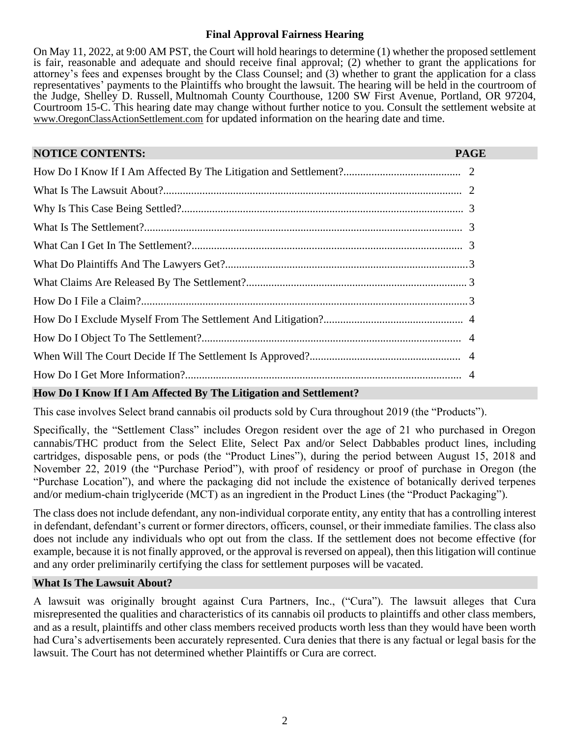## Final Approval Fairness Hearing

On May 11, 2022, at 9:00 AM PST, the Court will hold hearings to determine (1) whether the proposed settlement is fair, reasonable and adequate and should receive final approval; (2) whether to grant the applications for attorney's fees and expenses brought by the Class Counsel; and (3) whether to grant the application for a class representatives' payments to the Plaintiffs who brought the lawsuit. The hearing will be held in the courtroom of the Judge, Shelley D. Russell, Multnomah County Courthouse, 1200 SW First Avenue, Portland, OR 97204, Courtroom 15-C. This hearing date may change without further notice to you. Consult the settlement website at www.OregonClassActionSettlement.com for updated information on the hearing date and time.

| NOTICE CONTENTS: | PAGE |
|---|---|
| How Do I Know If I Am Affected By The Litigation and Settlement? | 2 |
| What Is The Lawsuit About? | 2 |
| Why Is This Case Being Settled? | 3 |
| What Is The Settlement? | 3 |
| What Can I Get In The Settlement? | 3 |
| What Do Plaintiffs And The Lawyers Get? | 3 |
| What Claims Are Released By The Settlement? | 3 |
| How Do I File a Claim? | 3 |
| How Do I Exclude Myself From The Settlement And Litigation? | 4 |
| How Do I Object To The Settlement? | 4 |
| When Will The Court Decide If The Settlement Is Approved? | 4 |
| How Do I Get More Information? | 4 |

## How Do I Know If I Am Affected By The Litigation and Settlement?

This case involves Select brand cannabis oil products sold by Cura throughout 2019 (the "Products").

Specifically, the "Settlement Class" includes Oregon resident over the age of 21 who purchased in Oregon cannabis/THC product from the Select Elite, Select Pax and/or Select Dabbables product lines, including cartridges, disposable pens, or pods (the "Product Lines"), during the period between August 15, 2018 and November 22, 2019 (the "Purchase Period"), with proof of residency or proof of purchase in Oregon (the "Purchase Location"), and where the packaging did not include the existence of botanically derived terpenes and/or medium-chain triglyceride (MCT) as an ingredient in the Product Lines (the "Product Packaging").

The class does not include defendant, any non-individual corporate entity, any entity that has a controlling interest in defendant, defendant's current or former directors, officers, counsel, or their immediate families. The class also does not include any individuals who opt out from the class. If the settlement does not become effective (for example, because it is not finally approved, or the approval is reversed on appeal), then this litigation will continue and any order preliminarily certifying the class for settlement purposes will be vacated.

## What Is The Lawsuit About?

A lawsuit was originally brought against Cura Partners, Inc., ("Cura"). The lawsuit alleges that Cura misrepresented the qualities and characteristics of its cannabis oil products to plaintiffs and other class members, and as a result, plaintiffs and other class members received products worth less than they would have been worth had Cura's advertisements been accurately represented. Cura denies that there is any factual or legal basis for the lawsuit. The Court has not determined whether Plaintiffs or Cura are correct.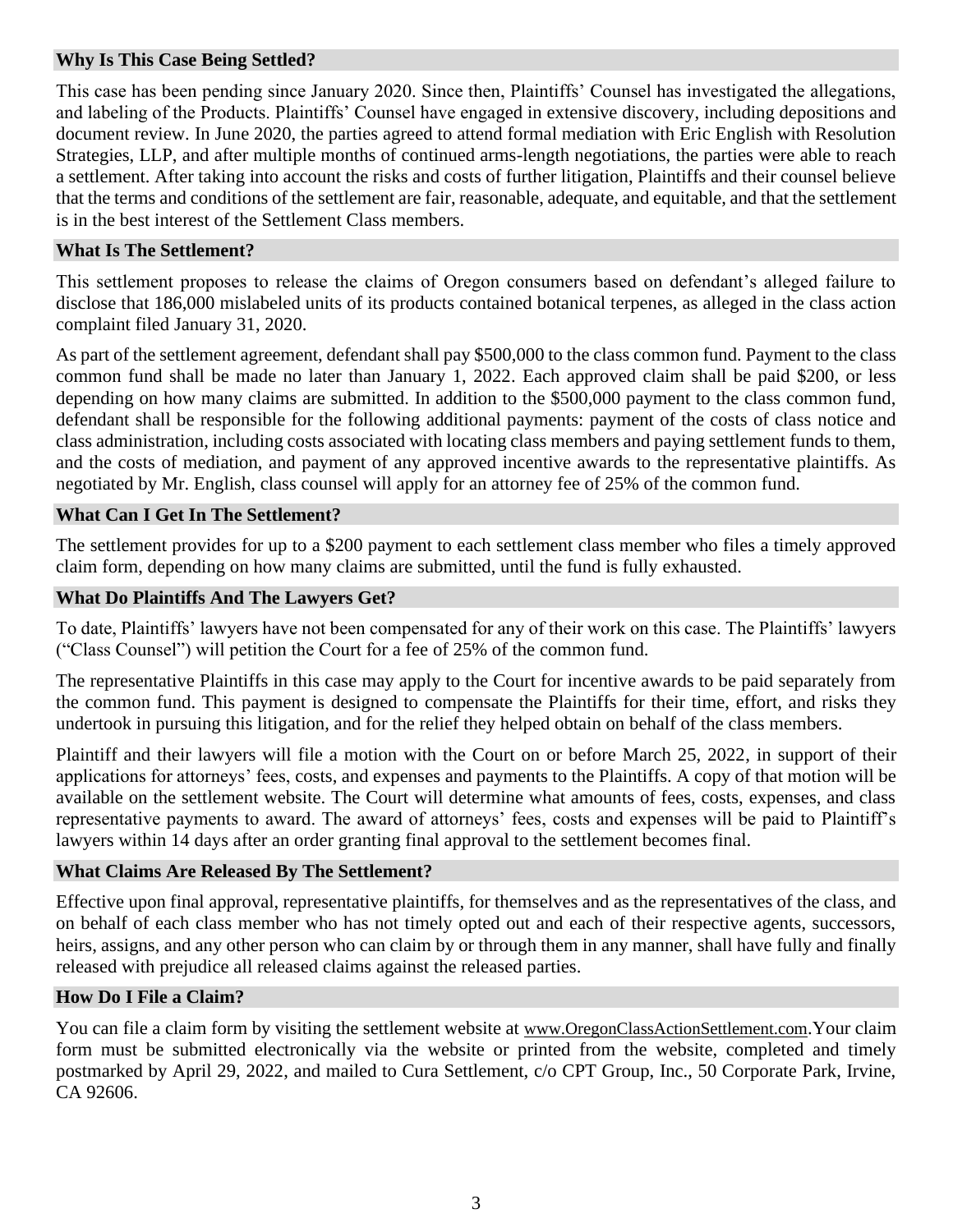## Why Is This Case Being Settled?

This case has been pending since January 2020. Since then, Plaintiffs' Counsel has investigated the allegations, and labeling of the Products. Plaintiffs' Counsel have engaged in extensive discovery, including depositions and document review. In June 2020, the parties agreed to attend formal mediation with Eric English with Resolution Strategies, LLP, and after multiple months of continued arms-length negotiations, the parties were able to reach a settlement. After taking into account the risks and costs of further litigation, Plaintiffs and their counsel believe that the terms and conditions of the settlement are fair, reasonable, adequate, and equitable, and that the settlement is in the best interest of the Settlement Class members.

## What Is The Settlement?

This settlement proposes to release the claims of Oregon consumers based on defendant's alleged failure to disclose that 186,000 mislabeled units of its products contained botanical terpenes, as alleged in the class action complaint filed January 31, 2020.

As part of the settlement agreement, defendant shall pay $500,000 to the class common fund. Payment to the class common fund shall be made no later than January 1, 2022. Each approved claim shall be paid $200, or less depending on how many claims are submitted. In addition to the $500,000 payment to the class common fund, defendant shall be responsible for the following additional payments: payment of the costs of class notice and class administration, including costs associated with locating class members and paying settlement funds to them, and the costs of mediation, and payment of any approved incentive awards to the representative plaintiffs. As negotiated by Mr. English, class counsel will apply for an attorney fee of 25% of the common fund.

## What Can I Get In The Settlement?

The settlement provides for up to a $200 payment to each settlement class member who files a timely approved claim form, depending on how many claims are submitted, until the fund is fully exhausted.

## What Do Plaintiffs And The Lawyers Get?

To date, Plaintiffs' lawyers have not been compensated for any of their work on this case. The Plaintiffs' lawyers ("Class Counsel") will petition the Court for a fee of 25% of the common fund.

The representative Plaintiffs in this case may apply to the Court for incentive awards to be paid separately from the common fund. This payment is designed to compensate the Plaintiffs for their time, effort, and risks they undertook in pursuing this litigation, and for the relief they helped obtain on behalf of the class members.

Plaintiff and their lawyers will file a motion with the Court on or before March 25, 2022, in support of their applications for attorneys' fees, costs, and expenses and payments to the Plaintiffs. A copy of that motion will be available on the settlement website. The Court will determine what amounts of fees, costs, expenses, and class representative payments to award. The award of attorneys' fees, costs and expenses will be paid to Plaintiff's lawyers within 14 days after an order granting final approval to the settlement becomes final.

## What Claims Are Released By The Settlement?

Effective upon final approval, representative plaintiffs, for themselves and as the representatives of the class, and on behalf of each class member who has not timely opted out and each of their respective agents, successors, heirs, assigns, and any other person who can claim by or through them in any manner, shall have fully and finally released with prejudice all released claims against the released parties.

## How Do I File a Claim?

You can file a claim form by visiting the settlement website at www.OregonClassActionSettlement.com.Your claim form must be submitted electronically via the website or printed from the website, completed and timely postmarked by April 29, 2022, and mailed to Cura Settlement, c/o CPT Group, Inc., 50 Corporate Park, Irvine, CA 92606.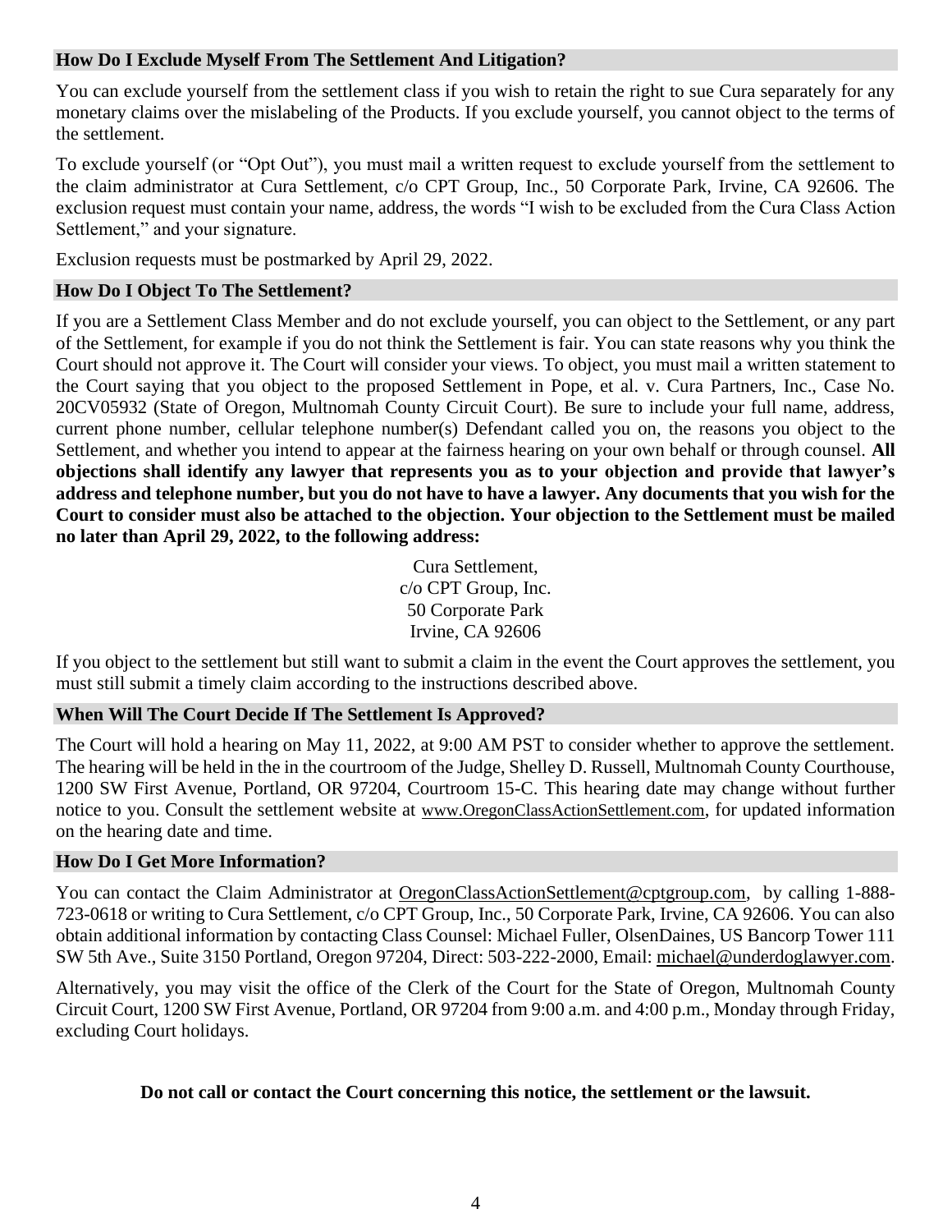## How Do I Exclude Myself From The Settlement And Litigation?

You can exclude yourself from the settlement class if you wish to retain the right to sue Cura separately for any monetary claims over the mislabeling of the Products. If you exclude yourself, you cannot object to the terms of the settlement.

To exclude yourself (or "Opt Out"), you must mail a written request to exclude yourself from the settlement to the claim administrator at Cura Settlement, c/o CPT Group, Inc., 50 Corporate Park, Irvine, CA 92606. The exclusion request must contain your name, address, the words "I wish to be excluded from the Cura Class Action Settlement," and your signature.

Exclusion requests must be postmarked by April 29, 2022.

## How Do I Object To The Settlement?

If you are a Settlement Class Member and do not exclude yourself, you can object to the Settlement, or any part of the Settlement, for example if you do not think the Settlement is fair. You can state reasons why you think the Court should not approve it. The Court will consider your views. To object, you must mail a written statement to the Court saying that you object to the proposed Settlement in Pope, et al. v. Cura Partners, Inc., Case No. 20CV05932 (State of Oregon, Multnomah County Circuit Court). Be sure to include your full name, address, current phone number, cellular telephone number(s) Defendant called you on, the reasons you object to the Settlement, and whether you intend to appear at the fairness hearing on your own behalf or through counsel. **All objections shall identify any lawyer that represents you as to your objection and provide that lawyer's address and telephone number, but you do not have to have a lawyer. Any documents that you wish for the Court to consider must also be attached to the objection. Your objection to the Settlement must be mailed no later than April 29, 2022, to the following address:**

Cura Settlement,
c/o CPT Group, Inc.
50 Corporate Park
Irvine, CA 92606

If you object to the settlement but still want to submit a claim in the event the Court approves the settlement, you must still submit a timely claim according to the instructions described above.

## When Will The Court Decide If The Settlement Is Approved?

The Court will hold a hearing on May 11, 2022, at 9:00 AM PST to consider whether to approve the settlement. The hearing will be held in the in the courtroom of the Judge, Shelley D. Russell, Multnomah County Courthouse, 1200 SW First Avenue, Portland, OR 97204, Courtroom 15-C. This hearing date may change without further notice to you. Consult the settlement website at www.OregonClassActionSettlement.com, for updated information on the hearing date and time.

## How Do I Get More Information?

You can contact the Claim Administrator at OregonClassActionSettlement@cptgroup.com, by calling 1-888-723-0618 or writing to Cura Settlement, c/o CPT Group, Inc., 50 Corporate Park, Irvine, CA 92606. You can also obtain additional information by contacting Class Counsel: Michael Fuller, OlsenDaines, US Bancorp Tower 111 SW 5th Ave., Suite 3150 Portland, Oregon 97204, Direct: 503-222-2000, Email: michael@underdoglawyer.com.

Alternatively, you may visit the office of the Clerk of the Court for the State of Oregon, Multnomah County Circuit Court, 1200 SW First Avenue, Portland, OR 97204 from 9:00 a.m. and 4:00 p.m., Monday through Friday, excluding Court holidays.

**Do not call or contact the Court concerning this notice, the settlement or the lawsuit.**